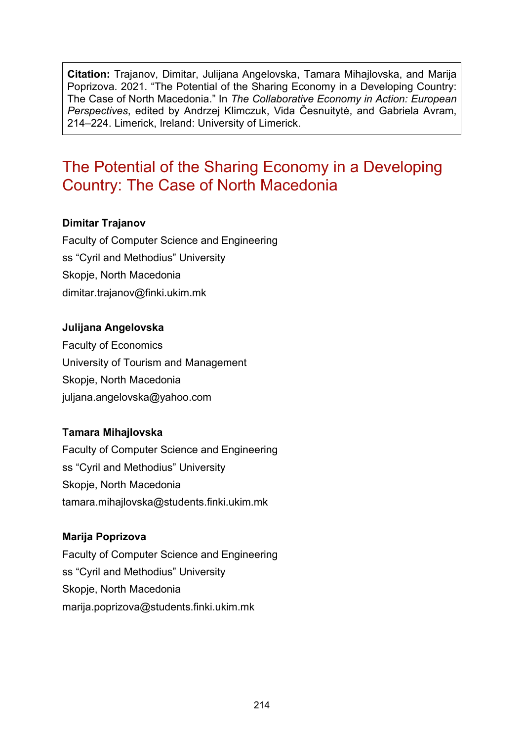**Citation:** Trajanov, Dimitar, Julijana Angelovska, Tamara Mihajlovska, and Marija Poprizova. 2021. "The Potential of the Sharing Economy in a Developing Country: The Case of North Macedonia." In *The Collaborative Economy in Action: European Perspectives*, edited by Andrzej Klimczuk, Vida Česnuitytė, and Gabriela Avram, 214–224. Limerick, Ireland: University of Limerick.

# The Potential of the Sharing Economy in a Developing Country: The Case of North Macedonia

**Dimitar Trajanov**
Faculty of Computer Science and Engineering
ss "Cyril and Methodius" University
Skopje, North Macedonia
dimitar.trajanov@finki.ukim.mk

**Julijana Angelovska**
Faculty of Economics
University of Tourism and Management
Skopje, North Macedonia
juljana.angelovska@yahoo.com

**Tamara Mihajlovska**
Faculty of Computer Science and Engineering
ss "Cyril and Methodius" University
Skopje, North Macedonia
tamara.mihajlovska@students.finki.ukim.mk

**Marija Poprizova**
Faculty of Computer Science and Engineering
ss "Cyril and Methodius" University
Skopje, North Macedonia
marija.poprizova@students.finki.ukim.mk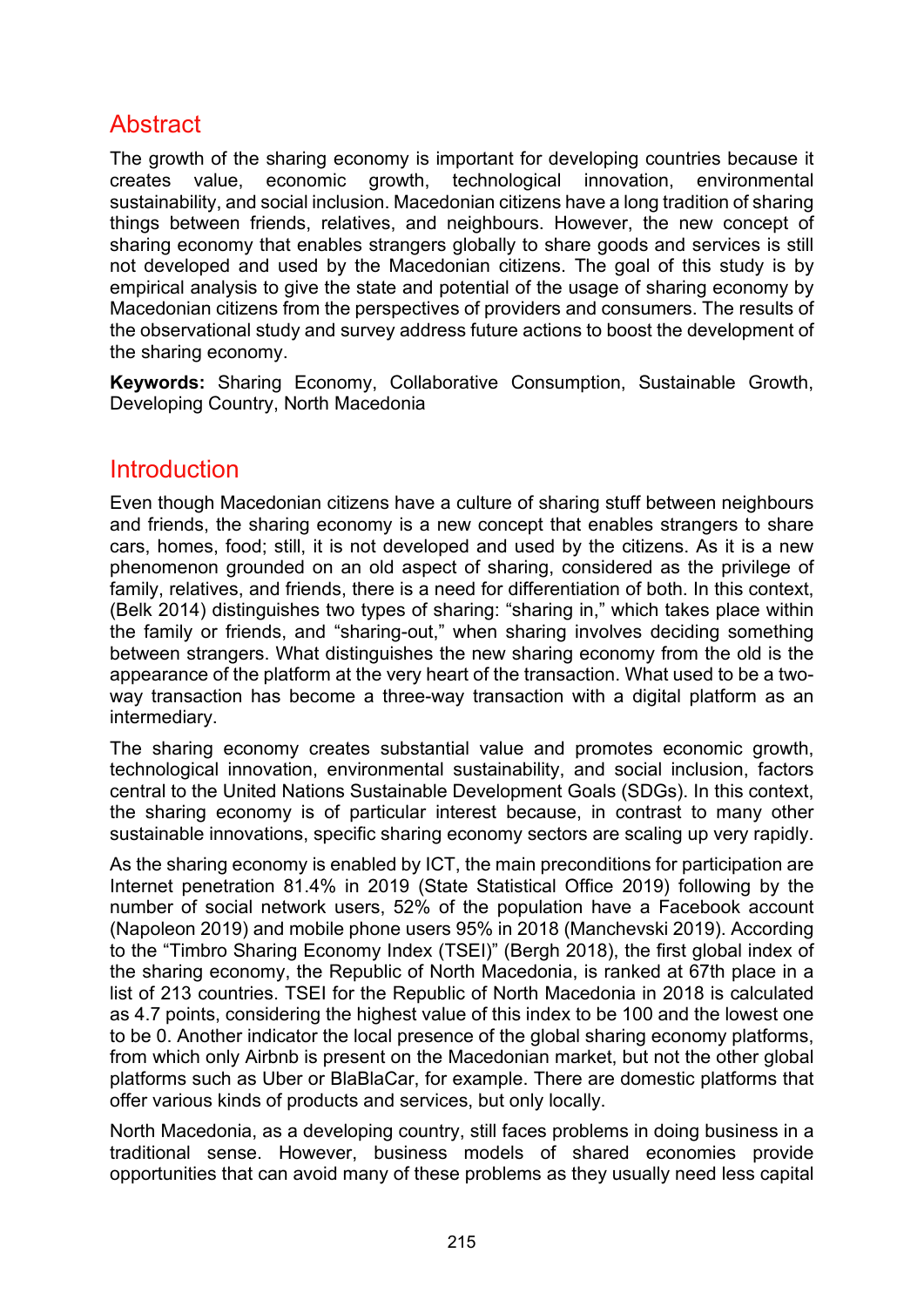## Abstract

The growth of the sharing economy is important for developing countries because it creates value, economic growth, technological innovation, environmental sustainability, and social inclusion. Macedonian citizens have a long tradition of sharing things between friends, relatives, and neighbours. However, the new concept of sharing economy that enables strangers globally to share goods and services is still not developed and used by the Macedonian citizens. The goal of this study is by empirical analysis to give the state and potential of the usage of sharing economy by Macedonian citizens from the perspectives of providers and consumers. The results of the observational study and survey address future actions to boost the development of the sharing economy.

**Keywords:** Sharing Economy, Collaborative Consumption, Sustainable Growth, Developing Country, North Macedonia

## Introduction

Even though Macedonian citizens have a culture of sharing stuff between neighbours and friends, the sharing economy is a new concept that enables strangers to share cars, homes, food; still, it is not developed and used by the citizens. As it is a new phenomenon grounded on an old aspect of sharing, considered as the privilege of family, relatives, and friends, there is a need for differentiation of both. In this context, (Belk 2014) distinguishes two types of sharing: "sharing in," which takes place within the family or friends, and "sharing-out," when sharing involves deciding something between strangers. What distinguishes the new sharing economy from the old is the appearance of the platform at the very heart of the transaction. What used to be a two-way transaction has become a three-way transaction with a digital platform as an intermediary.

The sharing economy creates substantial value and promotes economic growth, technological innovation, environmental sustainability, and social inclusion, factors central to the United Nations Sustainable Development Goals (SDGs). In this context, the sharing economy is of particular interest because, in contrast to many other sustainable innovations, specific sharing economy sectors are scaling up very rapidly.

As the sharing economy is enabled by ICT, the main preconditions for participation are Internet penetration 81.4% in 2019 (State Statistical Office 2019) following by the number of social network users, 52% of the population have a Facebook account (Napoleon 2019) and mobile phone users 95% in 2018 (Manchevski 2019). According to the "Timbro Sharing Economy Index (TSEI)" (Bergh 2018), the first global index of the sharing economy, the Republic of North Macedonia, is ranked at 67th place in a list of 213 countries. TSEI for the Republic of North Macedonia in 2018 is calculated as 4.7 points, considering the highest value of this index to be 100 and the lowest one to be 0. Another indicator the local presence of the global sharing economy platforms, from which only Airbnb is present on the Macedonian market, but not the other global platforms such as Uber or BlaBlaCar, for example. There are domestic platforms that offer various kinds of products and services, but only locally.

North Macedonia, as a developing country, still faces problems in doing business in a traditional sense. However, business models of shared economies provide opportunities that can avoid many of these problems as they usually need less capital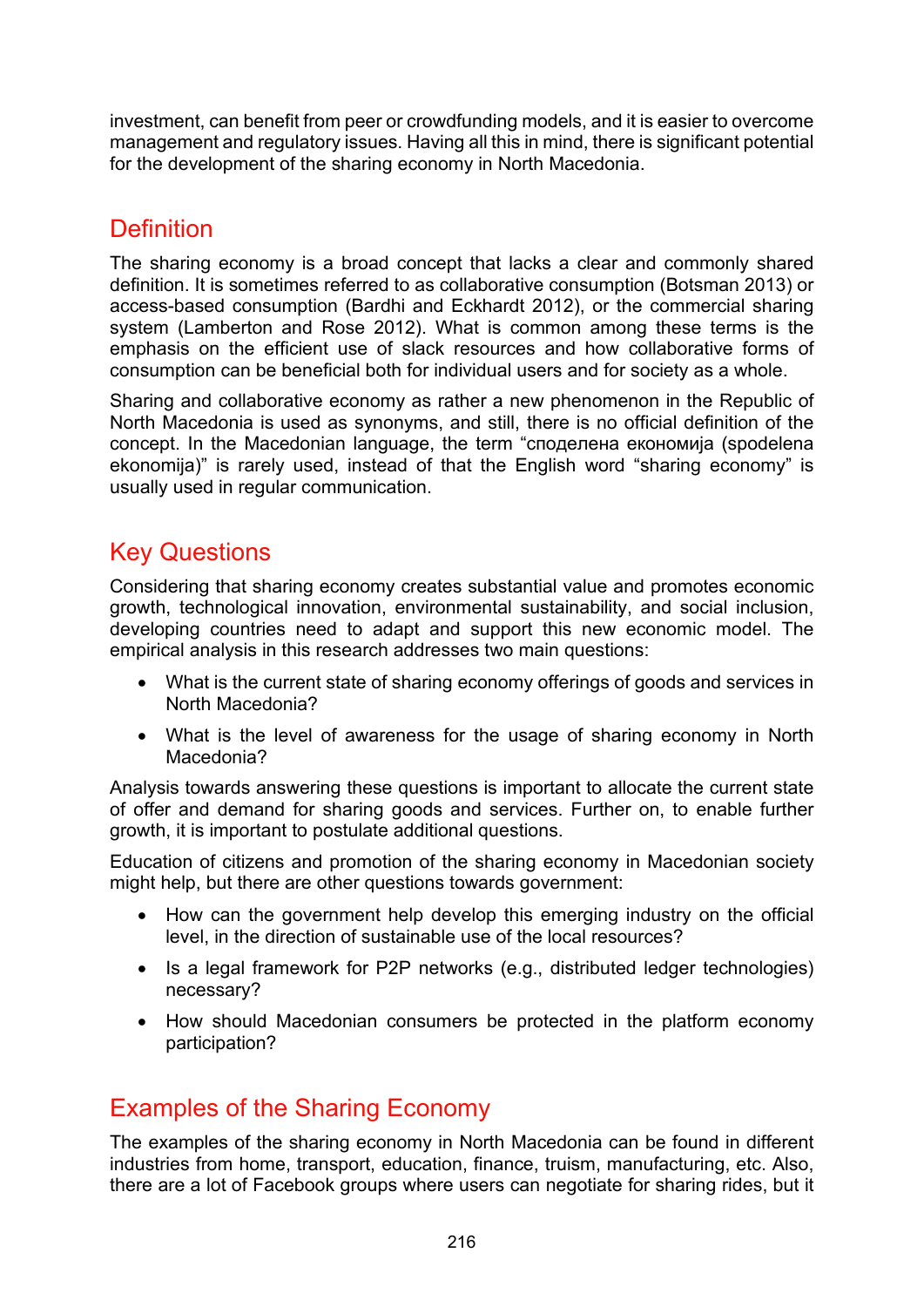investment, can benefit from peer or crowdfunding models, and it is easier to overcome management and regulatory issues. Having all this in mind, there is significant potential for the development of the sharing economy in North Macedonia.

## Definition

The sharing economy is a broad concept that lacks a clear and commonly shared definition. It is sometimes referred to as collaborative consumption (Botsman 2013) or access-based consumption (Bardhi and Eckhardt 2012), or the commercial sharing system (Lamberton and Rose 2012). What is common among these terms is the emphasis on the efficient use of slack resources and how collaborative forms of consumption can be beneficial both for individual users and for society as a whole.

Sharing and collaborative economy as rather a new phenomenon in the Republic of North Macedonia is used as synonyms, and still, there is no official definition of the concept. In the Macedonian language, the term "споделена економија (spodelena ekonomija)" is rarely used, instead of that the English word "sharing economy" is usually used in regular communication.

## Key Questions

Considering that sharing economy creates substantial value and promotes economic growth, technological innovation, environmental sustainability, and social inclusion, developing countries need to adapt and support this new economic model. The empirical analysis in this research addresses two main questions:

- What is the current state of sharing economy offerings of goods and services in North Macedonia?
- What is the level of awareness for the usage of sharing economy in North Macedonia?

Analysis towards answering these questions is important to allocate the current state of offer and demand for sharing goods and services. Further on, to enable further growth, it is important to postulate additional questions.

Education of citizens and promotion of the sharing economy in Macedonian society might help, but there are other questions towards government:

- How can the government help develop this emerging industry on the official level, in the direction of sustainable use of the local resources?
- Is a legal framework for P2P networks (e.g., distributed ledger technologies) necessary?
- How should Macedonian consumers be protected in the platform economy participation?

## Examples of the Sharing Economy

The examples of the sharing economy in North Macedonia can be found in different industries from home, transport, education, finance, truism, manufacturing, etc. Also, there are a lot of Facebook groups where users can negotiate for sharing rides, but it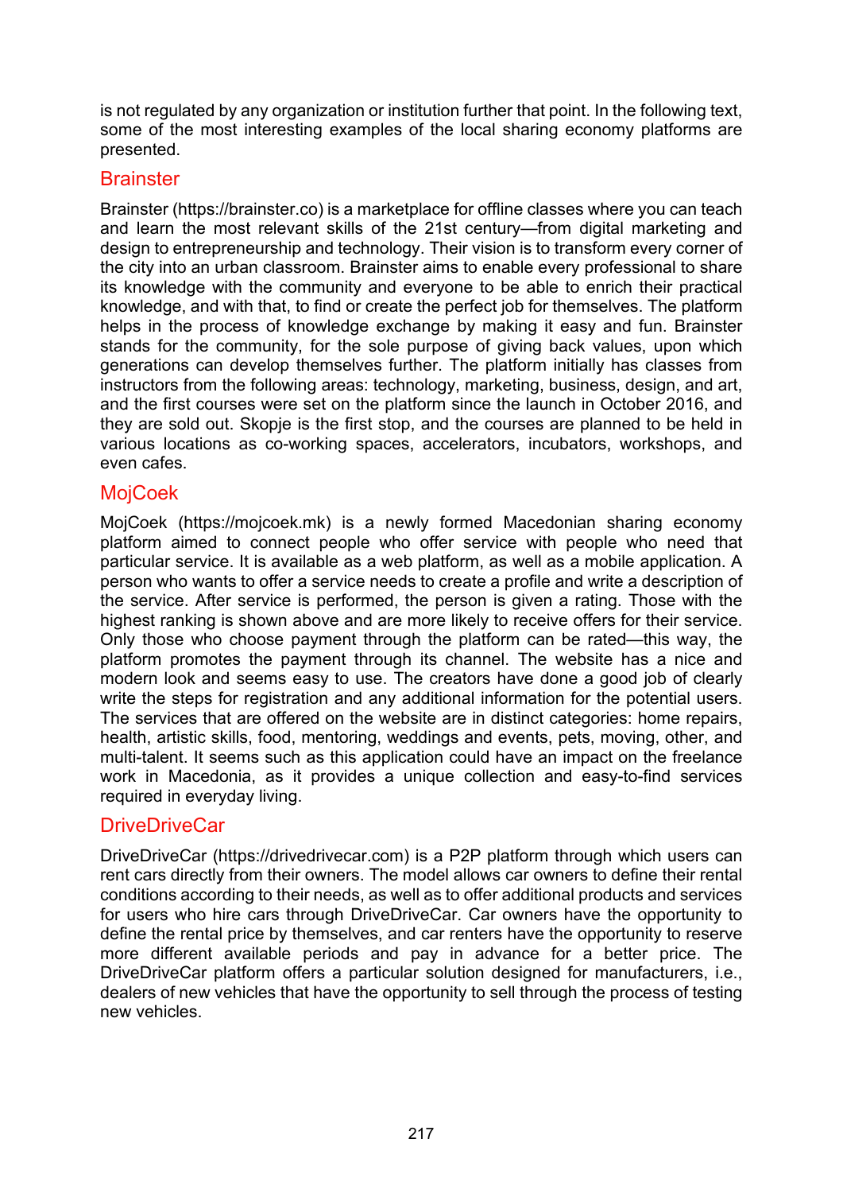is not regulated by any organization or institution further that point. In the following text, some of the most interesting examples of the local sharing economy platforms are presented.

## Brainster

Brainster (https://brainster.co) is a marketplace for offline classes where you can teach and learn the most relevant skills of the 21st century—from digital marketing and design to entrepreneurship and technology. Their vision is to transform every corner of the city into an urban classroom. Brainster aims to enable every professional to share its knowledge with the community and everyone to be able to enrich their practical knowledge, and with that, to find or create the perfect job for themselves. The platform helps in the process of knowledge exchange by making it easy and fun. Brainster stands for the community, for the sole purpose of giving back values, upon which generations can develop themselves further. The platform initially has classes from instructors from the following areas: technology, marketing, business, design, and art, and the first courses were set on the platform since the launch in October 2016, and they are sold out. Skopje is the first stop, and the courses are planned to be held in various locations as co-working spaces, accelerators, incubators, workshops, and even cafes.

## MojCoek

MojCoek (https://mojcoek.mk) is a newly formed Macedonian sharing economy platform aimed to connect people who offer service with people who need that particular service. It is available as a web platform, as well as a mobile application. A person who wants to offer a service needs to create a profile and write a description of the service. After service is performed, the person is given a rating. Those with the highest ranking is shown above and are more likely to receive offers for their service. Only those who choose payment through the platform can be rated—this way, the platform promotes the payment through its channel. The website has a nice and modern look and seems easy to use. The creators have done a good job of clearly write the steps for registration and any additional information for the potential users. The services that are offered on the website are in distinct categories: home repairs, health, artistic skills, food, mentoring, weddings and events, pets, moving, other, and multi-talent. It seems such as this application could have an impact on the freelance work in Macedonia, as it provides a unique collection and easy-to-find services required in everyday living.

## DriveDriveCar

DriveDriveCar (https://drivedrivecar.com) is a P2P platform through which users can rent cars directly from their owners. The model allows car owners to define their rental conditions according to their needs, as well as to offer additional products and services for users who hire cars through DriveDriveCar. Car owners have the opportunity to define the rental price by themselves, and car renters have the opportunity to reserve more different available periods and pay in advance for a better price. The DriveDriveCar platform offers a particular solution designed for manufacturers, i.e., dealers of new vehicles that have the opportunity to sell through the process of testing new vehicles.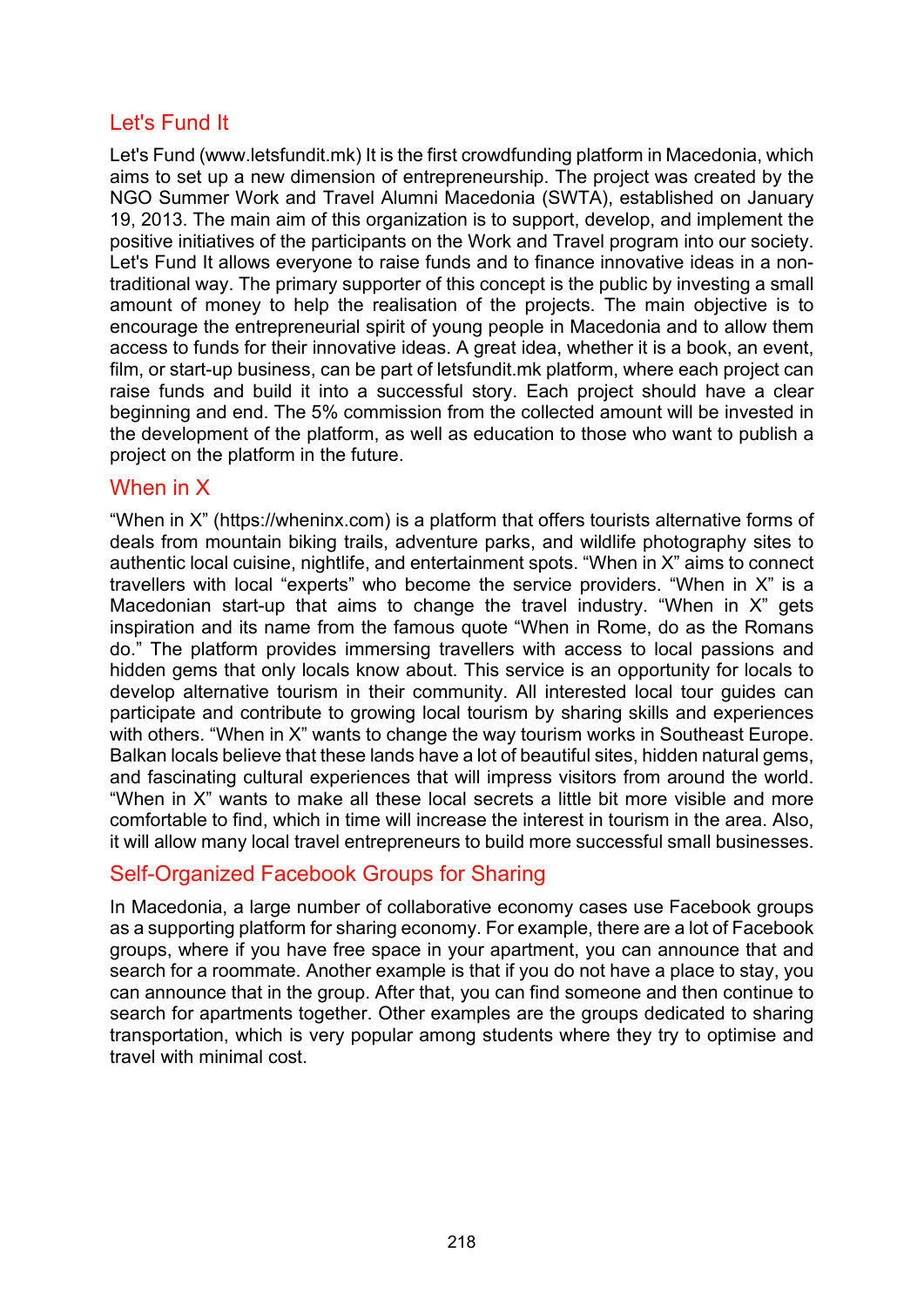## Let's Fund It

Let's Fund (www.letsfundit.mk) It is the first crowdfunding platform in Macedonia, which aims to set up a new dimension of entrepreneurship. The project was created by the NGO Summer Work and Travel Alumni Macedonia (SWTA), established on January 19, 2013. The main aim of this organization is to support, develop, and implement the positive initiatives of the participants on the Work and Travel program into our society. Let's Fund It allows everyone to raise funds and to finance innovative ideas in a non-traditional way. The primary supporter of this concept is the public by investing a small amount of money to help the realisation of the projects. The main objective is to encourage the entrepreneurial spirit of young people in Macedonia and to allow them access to funds for their innovative ideas. A great idea, whether it is a book, an event, film, or start-up business, can be part of letsfundit.mk platform, where each project can raise funds and build it into a successful story. Each project should have a clear beginning and end. The 5% commission from the collected amount will be invested in the development of the platform, as well as education to those who want to publish a project on the platform in the future.

## When in X

"When in X" (https://wheninx.com) is a platform that offers tourists alternative forms of deals from mountain biking trails, adventure parks, and wildlife photography sites to authentic local cuisine, nightlife, and entertainment spots. "When in X" aims to connect travellers with local "experts" who become the service providers. "When in X" is a Macedonian start-up that aims to change the travel industry. "When in X" gets inspiration and its name from the famous quote "When in Rome, do as the Romans do." The platform provides immersing travellers with access to local passions and hidden gems that only locals know about. This service is an opportunity for locals to develop alternative tourism in their community. All interested local tour guides can participate and contribute to growing local tourism by sharing skills and experiences with others. "When in X" wants to change the way tourism works in Southeast Europe. Balkan locals believe that these lands have a lot of beautiful sites, hidden natural gems, and fascinating cultural experiences that will impress visitors from around the world. "When in X" wants to make all these local secrets a little bit more visible and more comfortable to find, which in time will increase the interest in tourism in the area. Also, it will allow many local travel entrepreneurs to build more successful small businesses.

## Self-Organized Facebook Groups for Sharing

In Macedonia, a large number of collaborative economy cases use Facebook groups as a supporting platform for sharing economy. For example, there are a lot of Facebook groups, where if you have free space in your apartment, you can announce that and search for a roommate. Another example is that if you do not have a place to stay, you can announce that in the group. After that, you can find someone and then continue to search for apartments together. Other examples are the groups dedicated to sharing transportation, which is very popular among students where they try to optimise and travel with minimal cost.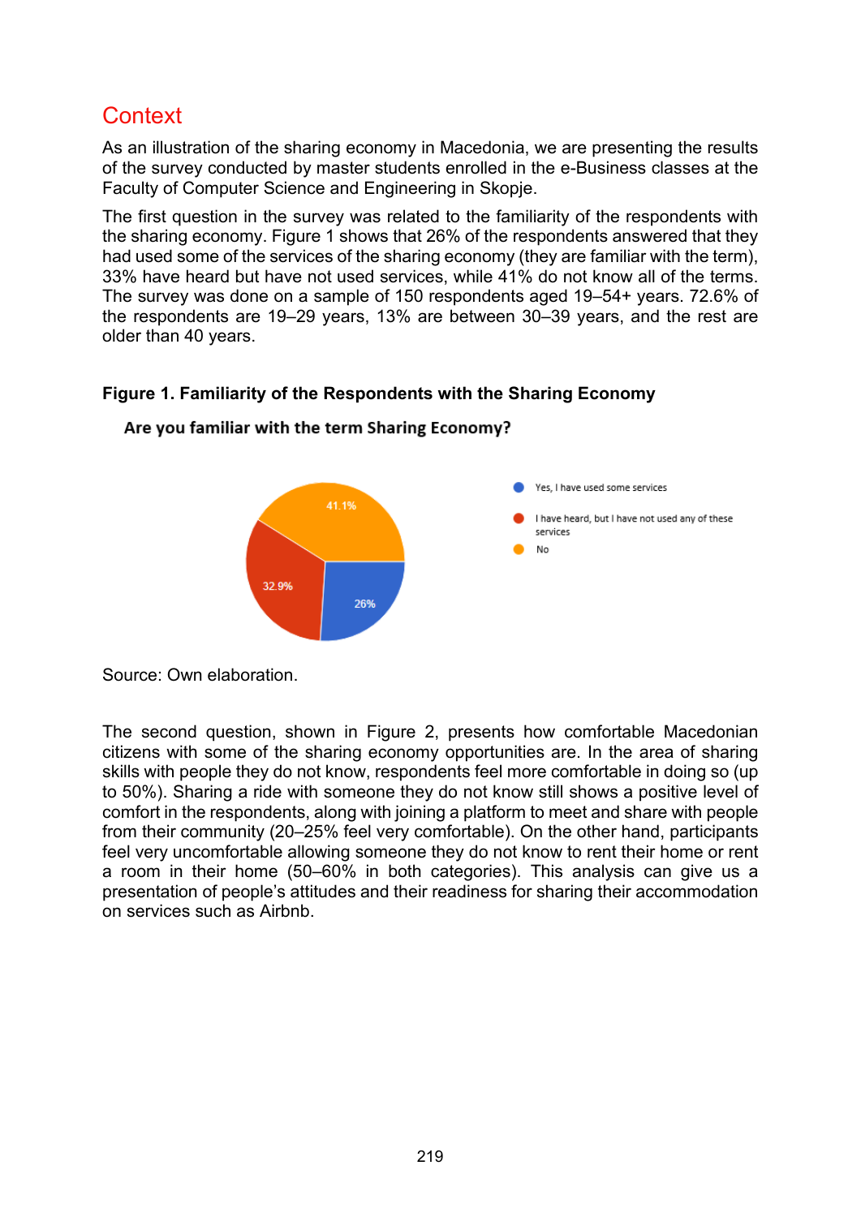## Context

As an illustration of the sharing economy in Macedonia, we are presenting the results of the survey conducted by master students enrolled in the e-Business classes at the Faculty of Computer Science and Engineering in Skopje.

The first question in the survey was related to the familiarity of the respondents with the sharing economy. Figure 1 shows that 26% of the respondents answered that they had used some of the services of the sharing economy (they are familiar with the term), 33% have heard but have not used services, while 41% do not know all of the terms. The survey was done on a sample of 150 respondents aged 19–54+ years. 72.6% of the respondents are 19–29 years, 13% are between 30–39 years, and the rest are older than 40 years.

**Figure 1. Familiarity of the Respondents with the Sharing Economy**

**Are you familiar with the term Sharing Economy?**

- Yes, I have used some services: 26%
- I have heard, but I have not used any of these services: 32.9%
- No: 41.1%

Source: Own elaboration.

The second question, shown in Figure 2, presents how comfortable Macedonian citizens with some of the sharing economy opportunities are. In the area of sharing skills with people they do not know, respondents feel more comfortable in doing so (up to 50%). Sharing a ride with someone they do not know still shows a positive level of comfort in the respondents, along with joining a platform to meet and share with people from their community (20–25% feel very comfortable). On the other hand, participants feel very uncomfortable allowing someone they do not know to rent their home or rent a room in their home (50–60% in both categories). This analysis can give us a presentation of people's attitudes and their readiness for sharing their accommodation on services such as Airbnb.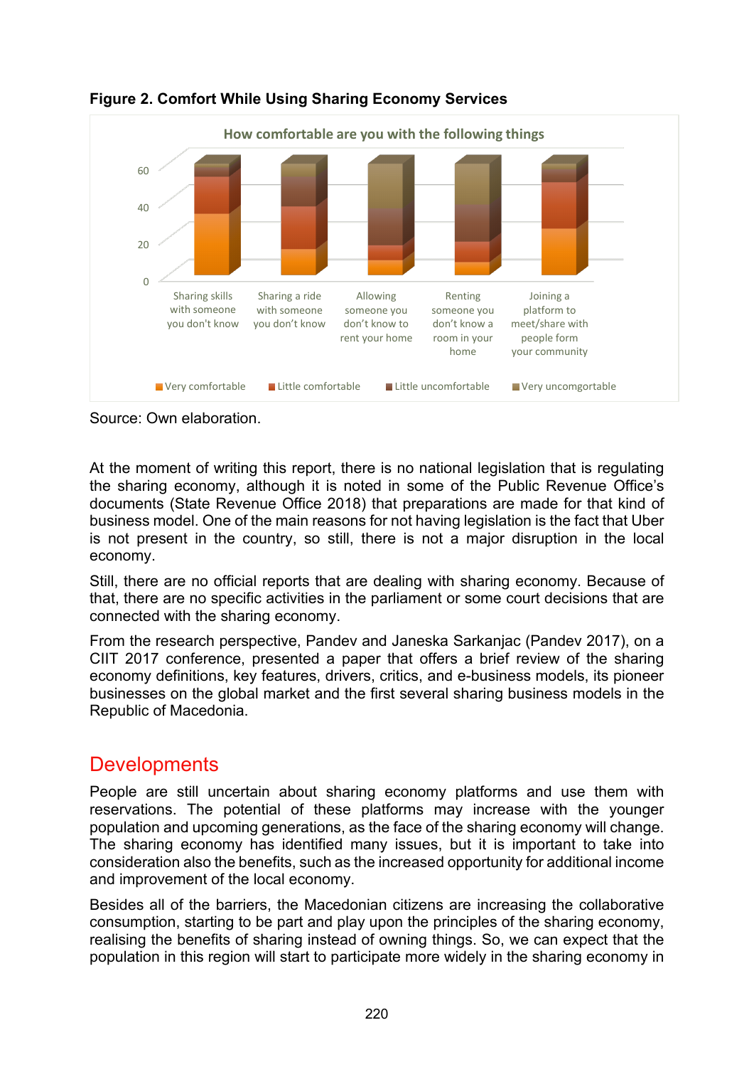**Figure 2. Comfort While Using Sharing Economy Services**

Source: Own elaboration.

At the moment of writing this report, there is no national legislation that is regulating the sharing economy, although it is noted in some of the Public Revenue Office's documents (State Revenue Office 2018) that preparations are made for that kind of business model. One of the main reasons for not having legislation is the fact that Uber is not present in the country, so still, there is not a major disruption in the local economy.

Still, there are no official reports that are dealing with sharing economy. Because of that, there are no specific activities in the parliament or some court decisions that are connected with the sharing economy.

From the research perspective, Pandev and Janeska Sarkanjac (Pandev 2017), on a CIIT 2017 conference, presented a paper that offers a brief review of the sharing economy definitions, key features, drivers, critics, and e-business models, its pioneer businesses on the global market and the first several sharing business models in the Republic of Macedonia.

## Developments

People are still uncertain about sharing economy platforms and use them with reservations. The potential of these platforms may increase with the younger population and upcoming generations, as the face of the sharing economy will change. The sharing economy has identified many issues, but it is important to take into consideration also the benefits, such as the increased opportunity for additional income and improvement of the local economy.

Besides all of the barriers, the Macedonian citizens are increasing the collaborative consumption, starting to be part and play upon the principles of the sharing economy, realising the benefits of sharing instead of owning things. So, we can expect that the population in this region will start to participate more widely in the sharing economy in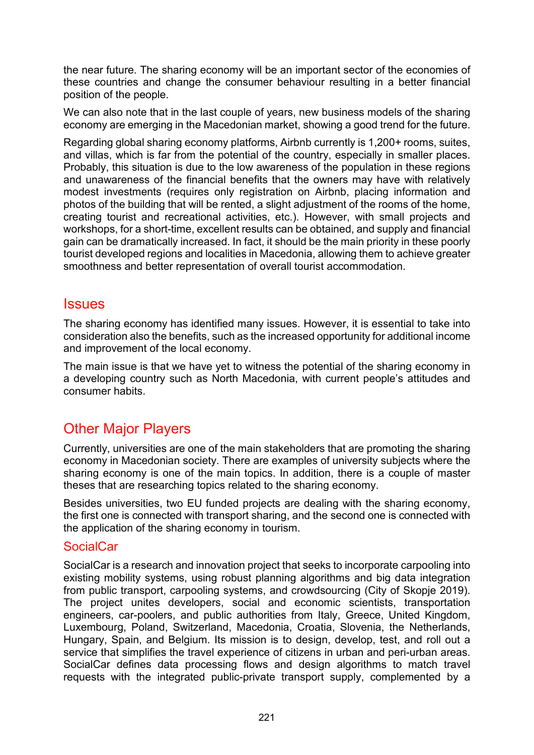the near future. The sharing economy will be an important sector of the economies of these countries and change the consumer behaviour resulting in a better financial position of the people.

We can also note that in the last couple of years, new business models of the sharing economy are emerging in the Macedonian market, showing a good trend for the future.

Regarding global sharing economy platforms, Airbnb currently is 1,200+ rooms, suites, and villas, which is far from the potential of the country, especially in smaller places. Probably, this situation is due to the low awareness of the population in these regions and unawareness of the financial benefits that the owners may have with relatively modest investments (requires only registration on Airbnb, placing information and photos of the building that will be rented, a slight adjustment of the rooms of the home, creating tourist and recreational activities, etc.). However, with small projects and workshops, for a short-time, excellent results can be obtained, and supply and financial gain can be dramatically increased. In fact, it should be the main priority in these poorly tourist developed regions and localities in Macedonia, allowing them to achieve greater smoothness and better representation of overall tourist accommodation.

## Issues

The sharing economy has identified many issues. However, it is essential to take into consideration also the benefits, such as the increased opportunity for additional income and improvement of the local economy.

The main issue is that we have yet to witness the potential of the sharing economy in a developing country such as North Macedonia, with current people's attitudes and consumer habits.

## Other Major Players

Currently, universities are one of the main stakeholders that are promoting the sharing economy in Macedonian society. There are examples of university subjects where the sharing economy is one of the main topics. In addition, there is a couple of master theses that are researching topics related to the sharing economy.

Besides universities, two EU funded projects are dealing with the sharing economy, the first one is connected with transport sharing, and the second one is connected with the application of the sharing economy in tourism.

### SocialCar

SocialCar is a research and innovation project that seeks to incorporate carpooling into existing mobility systems, using robust planning algorithms and big data integration from public transport, carpooling systems, and crowdsourcing (City of Skopje 2019). The project unites developers, social and economic scientists, transportation engineers, car-poolers, and public authorities from Italy, Greece, United Kingdom, Luxembourg, Poland, Switzerland, Macedonia, Croatia, Slovenia, the Netherlands, Hungary, Spain, and Belgium. Its mission is to design, develop, test, and roll out a service that simplifies the travel experience of citizens in urban and peri-urban areas. SocialCar defines data processing flows and design algorithms to match travel requests with the integrated public-private transport supply, complemented by a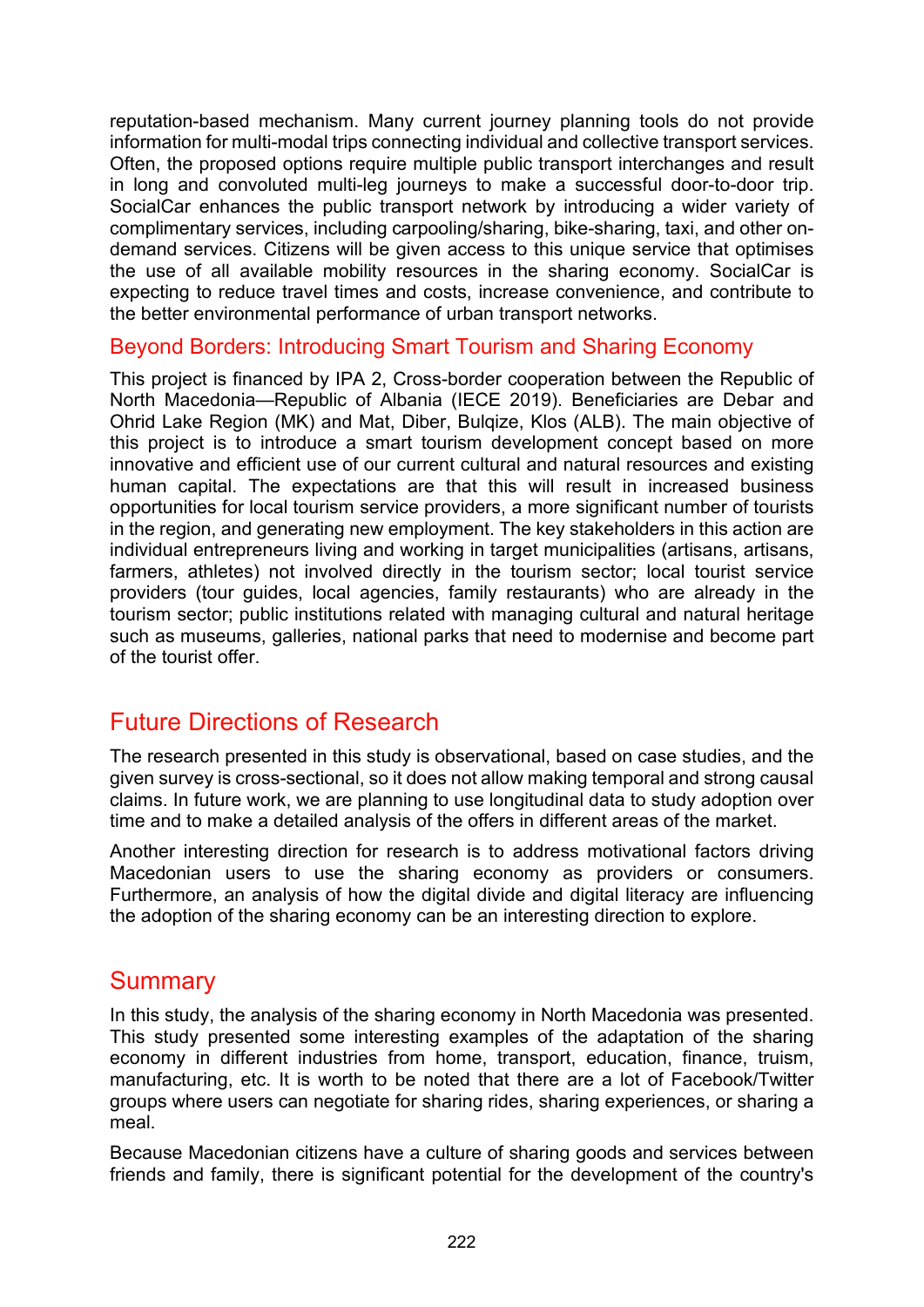reputation-based mechanism. Many current journey planning tools do not provide information for multi-modal trips connecting individual and collective transport services. Often, the proposed options require multiple public transport interchanges and result in long and convoluted multi-leg journeys to make a successful door-to-door trip. SocialCar enhances the public transport network by introducing a wider variety of complimentary services, including carpooling/sharing, bike-sharing, taxi, and other on-demand services. Citizens will be given access to this unique service that optimises the use of all available mobility resources in the sharing economy. SocialCar is expecting to reduce travel times and costs, increase convenience, and contribute to the better environmental performance of urban transport networks.

### Beyond Borders: Introducing Smart Tourism and Sharing Economy

This project is financed by IPA 2, Cross-border cooperation between the Republic of North Macedonia—Republic of Albania (IECE 2019). Beneficiaries are Debar and Ohrid Lake Region (MK) and Mat, Diber, Bulqize, Klos (ALB). The main objective of this project is to introduce a smart tourism development concept based on more innovative and efficient use of our current cultural and natural resources and existing human capital. The expectations are that this will result in increased business opportunities for local tourism service providers, a more significant number of tourists in the region, and generating new employment. The key stakeholders in this action are individual entrepreneurs living and working in target municipalities (artisans, artisans, farmers, athletes) not involved directly in the tourism sector; local tourist service providers (tour guides, local agencies, family restaurants) who are already in the tourism sector; public institutions related with managing cultural and natural heritage such as museums, galleries, national parks that need to modernise and become part of the tourist offer.

## Future Directions of Research

The research presented in this study is observational, based on case studies, and the given survey is cross-sectional, so it does not allow making temporal and strong causal claims. In future work, we are planning to use longitudinal data to study adoption over time and to make a detailed analysis of the offers in different areas of the market.

Another interesting direction for research is to address motivational factors driving Macedonian users to use the sharing economy as providers or consumers. Furthermore, an analysis of how the digital divide and digital literacy are influencing the adoption of the sharing economy can be an interesting direction to explore.

## Summary

In this study, the analysis of the sharing economy in North Macedonia was presented. This study presented some interesting examples of the adaptation of the sharing economy in different industries from home, transport, education, finance, truism, manufacturing, etc. It is worth to be noted that there are a lot of Facebook/Twitter groups where users can negotiate for sharing rides, sharing experiences, or sharing a meal.

Because Macedonian citizens have a culture of sharing goods and services between friends and family, there is significant potential for the development of the country's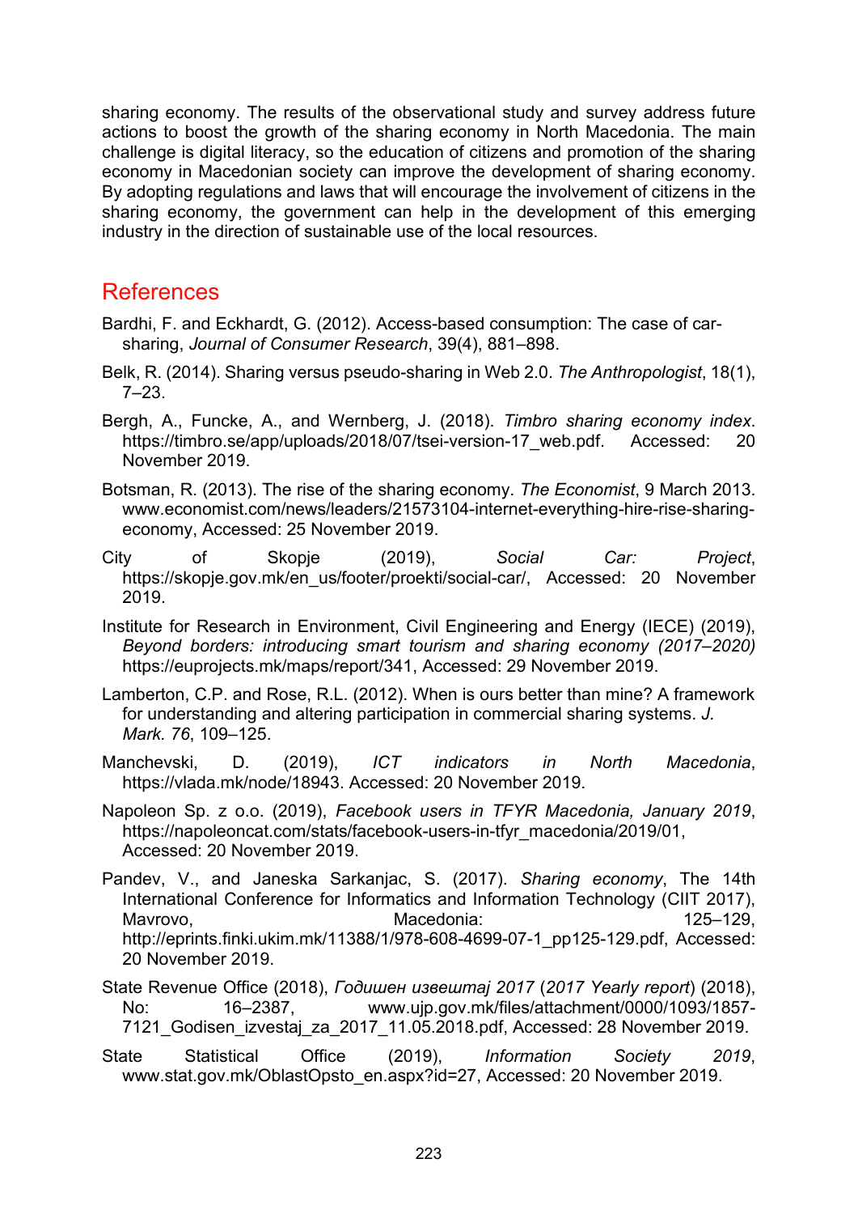sharing economy. The results of the observational study and survey address future actions to boost the growth of the sharing economy in North Macedonia. The main challenge is digital literacy, so the education of citizens and promotion of the sharing economy in Macedonian society can improve the development of sharing economy. By adopting regulations and laws that will encourage the involvement of citizens in the sharing economy, the government can help in the development of this emerging industry in the direction of sustainable use of the local resources.

## References

Bardhi, F. and Eckhardt, G. (2012). Access-based consumption: The case of car-sharing, *Journal of Consumer Research*, 39(4), 881–898.

Belk, R. (2014). Sharing versus pseudo-sharing in Web 2.0. *The Anthropologist*, 18(1), 7–23.

Bergh, A., Funcke, A., and Wernberg, J. (2018). *Timbro sharing economy index*. https://timbro.se/app/uploads/2018/07/tsei-version-17_web.pdf. Accessed: 20 November 2019.

Botsman, R. (2013). The rise of the sharing economy. *The Economist*, 9 March 2013. www.economist.com/news/leaders/21573104-internet-everything-hire-rise-sharing-economy, Accessed: 25 November 2019.

City of Skopje (2019), *Social Car: Project*, https://skopje.gov.mk/en_us/footer/proekti/social-car/, Accessed: 20 November 2019.

Institute for Research in Environment, Civil Engineering and Energy (IECE) (2019), *Beyond borders: introducing smart tourism and sharing economy (2017–2020)* https://euprojects.mk/maps/report/341, Accessed: 29 November 2019.

Lamberton, C.P. and Rose, R.L. (2012). When is ours better than mine? A framework for understanding and altering participation in commercial sharing systems. *J. Mark. 76*, 109–125.

Manchevski, D. (2019), *ICT indicators in North Macedonia*, https://vlada.mk/node/18943. Accessed: 20 November 2019.

Napoleon Sp. z o.o. (2019), *Facebook users in TFYR Macedonia, January 2019*, https://napoleoncat.com/stats/facebook-users-in-tfyr_macedonia/2019/01, Accessed: 20 November 2019.

Pandev, V., and Janeska Sarkanjac, S. (2017). *Sharing economy*, The 14th International Conference for Informatics and Information Technology (CIIT 2017), Mavrovo, Macedonia: 125–129, http://eprints.finki.ukim.mk/11388/1/978-608-4699-07-1_pp125-129.pdf, Accessed: 20 November 2019.

State Revenue Office (2018), *Годишен извештај 2017* (*2017 Yearly report*) (2018), No: 16–2387, www.ujp.gov.mk/files/attachment/0000/1093/1857-7121_Godisen_izvestaj_za_2017_11.05.2018.pdf, Accessed: 28 November 2019.

State Statistical Office (2019), *Information Society 2019*, www.stat.gov.mk/OblastOpsto_en.aspx?id=27, Accessed: 20 November 2019.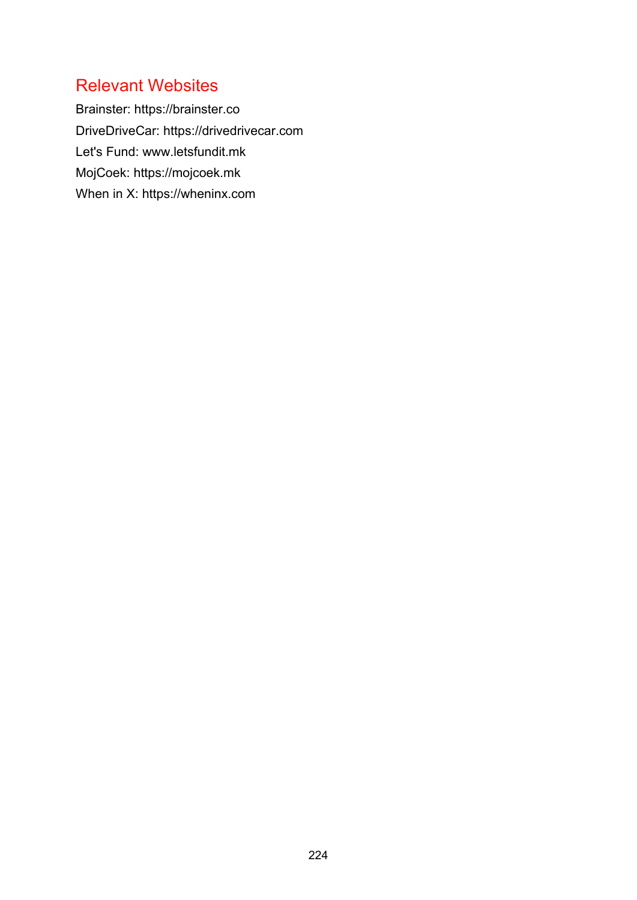## Relevant Websites

Brainster: https://brainster.co

DriveDriveCar: https://drivedrivecar.com

Let's Fund: www.letsfundit.mk

MojCoek: https://mojcoek.mk

When in X: https://wheninx.com